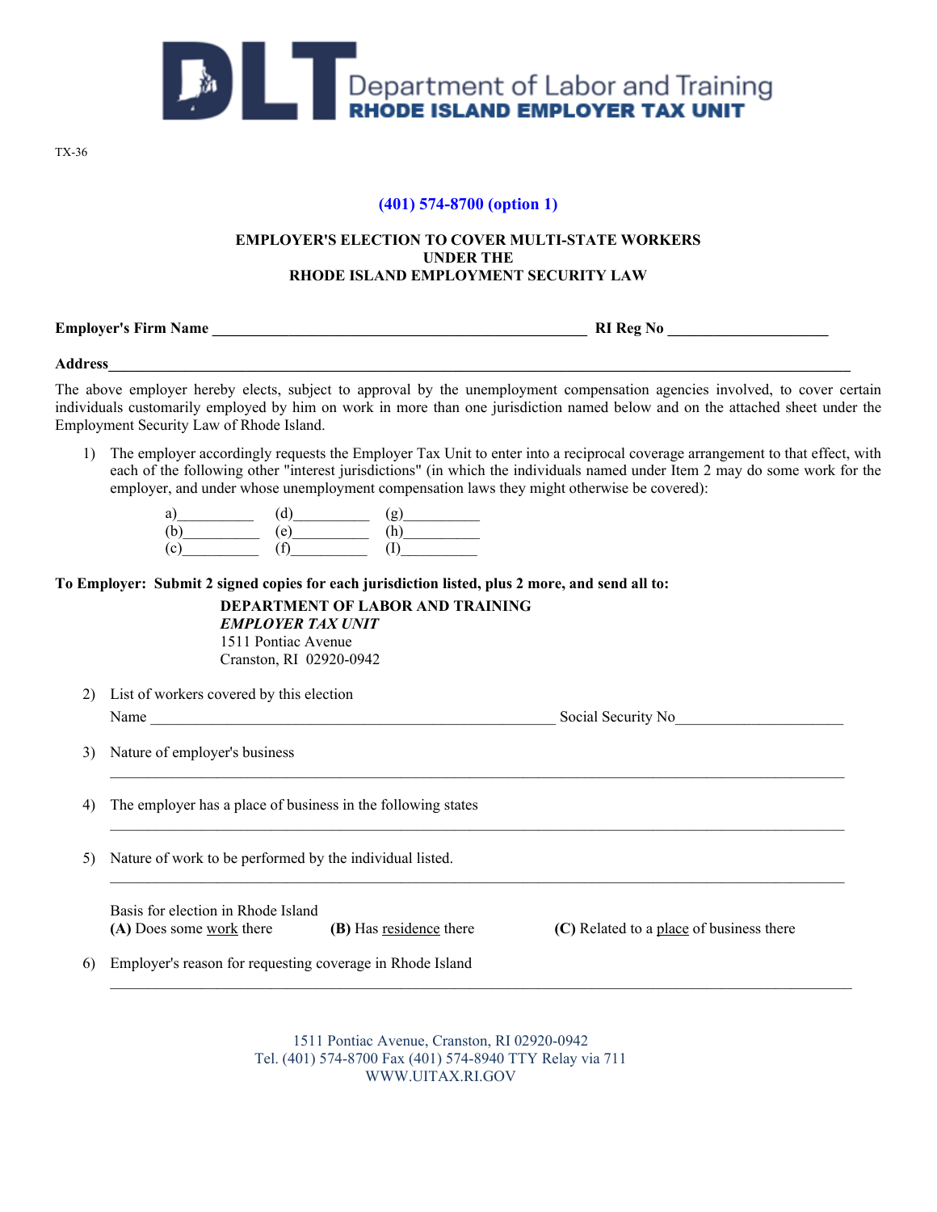Department of Labor and Training
RHODE ISLAND EMPLOYER TAX UNIT

TX-36

**(401) 574-8700 (option 1)**

**EMPLOYER'S ELECTION TO COVER MULTI-STATE WORKERS UNDER THE RHODE ISLAND EMPLOYMENT SECURITY LAW**

**Employer's Firm Name** ________________________________________________ **RI Reg No** ____________________

**Address**__________________________________________________________________________________________

The above employer hereby elects, subject to approval by the unemployment compensation agencies involved, to cover certain individuals customarily employed by him on work in more than one jurisdiction named below and on the attached sheet under the Employment Security Law of Rhode Island.

1) The employer accordingly requests the Employer Tax Unit to enter into a reciprocal coverage arrangement to that effect, with each of the following other "interest jurisdictions" (in which the individuals named under Item 2 may do some work for the employer, and under whose unemployment compensation laws they might otherwise be covered):

   a)__________ (d)__________ (g)__________
   (b)__________ (e)__________ (h)__________
   (c)__________ (f)__________ (I)__________

**To Employer: Submit 2 signed copies for each jurisdiction listed, plus 2 more, and send all to:**

**DEPARTMENT OF LABOR AND TRAINING**
***EMPLOYER TAX UNIT***
1511 Pontiac Avenue
Cranston, RI 02920-0942

2) List of workers covered by this election
   Name ____________________________________________________ Social Security No______________________

3) Nature of employer's business
   ____________________________________________________________________________________________

4) The employer has a place of business in the following states
   ____________________________________________________________________________________________

5) Nature of work to be performed by the individual listed.
   ____________________________________________________________________________________________

   Basis for election in Rhode Island
   **(A)** Does some work there **(B)** Has residence there **(C)** Related to a place of business there

6) Employer's reason for requesting coverage in Rhode Island
   ____________________________________________________________________________________________

1511 Pontiac Avenue, Cranston, RI 02920-0942
Tel. (401) 574-8700 Fax (401) 574-8940 TTY Relay via 711
WWW.UITAX.RI.GOV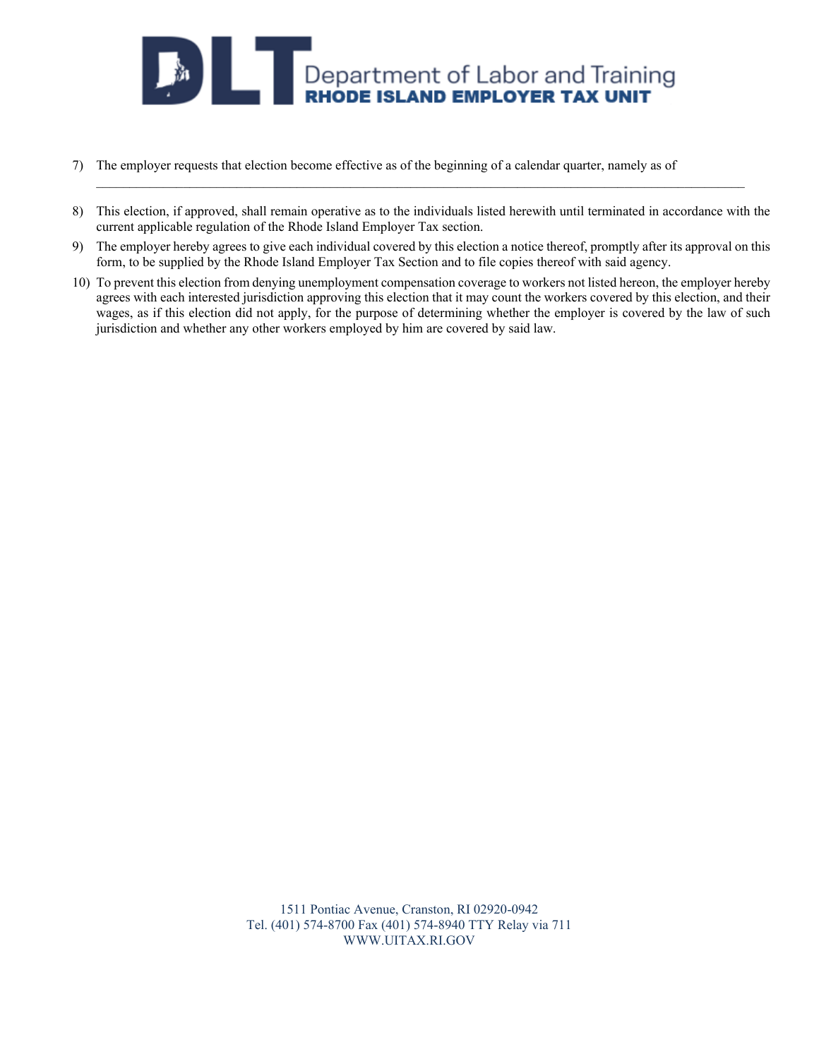7) The employer requests that election become effective as of the beginning of a calendar quarter, namely as of
   ______________________________________________________________________________________________

8) This election, if approved, shall remain operative as to the individuals listed herewith until terminated in accordance with the current applicable regulation of the Rhode Island Employer Tax section.

9) The employer hereby agrees to give each individual covered by this election a notice thereof, promptly after its approval on this form, to be supplied by the Rhode Island Employer Tax Section and to file copies thereof with said agency.

10) To prevent this election from denying unemployment compensation coverage to workers not listed hereon, the employer hereby agrees with each interested jurisdiction approving this election that it may count the workers covered by this election, and their wages, as if this election did not apply, for the purpose of determining whether the employer is covered by the law of such jurisdiction and whether any other workers employed by him are covered by said law.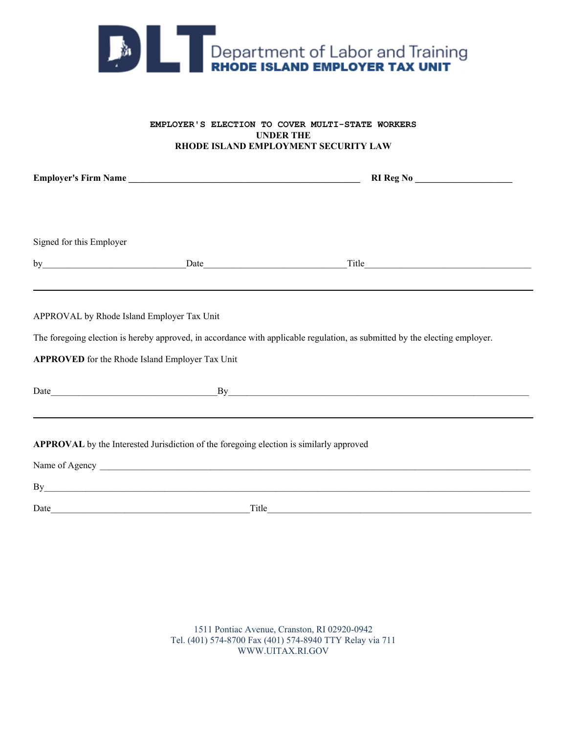Department of Labor and Training
**RHODE ISLAND EMPLOYER TAX UNIT**

**EMPLOYER'S ELECTION TO COVER MULTI-STATE WORKERS**
**UNDER THE**
**RHODE ISLAND EMPLOYMENT SECURITY LAW**

**Employer's Firm Name** ______________________________________________ **RI Reg No** ____________________

Signed for this Employer

by_____________________________ Date_____________________________ Title___________________________________

---

APPROVAL by Rhode Island Employer Tax Unit

The foregoing election is hereby approved, in accordance with applicable regulation, as submitted by the electing employer.

**APPROVED** for the Rhode Island Employer Tax Unit

Date___________________________________ By_____________________________________________________________

---

**APPROVAL** by the Interested Jurisdiction of the foregoing election is similarly approved

Name of Agency ____________________________________________________________________________________

By_________________________________________________________________________________________________

Date__________________________________________ Title______________________________________________________

1511 Pontiac Avenue, Cranston, RI 02920-0942
Tel. (401) 574-8700 Fax (401) 574-8940 TTY Relay via 711
WWW.UITAX.RI.GOV